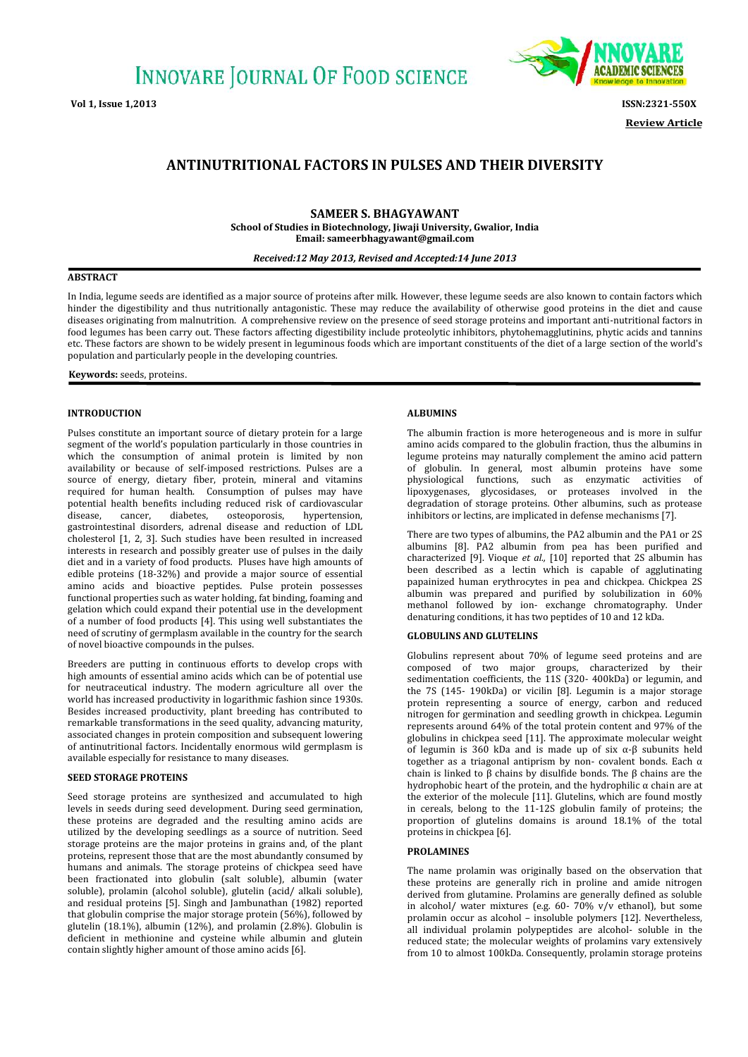# ANTINUTRITIONAL FACTORS IN PULSES AND THEIR DIVERSITY

**SAMEER S. BHAGYAWANT**

**School of Studies in Biotechnology, Jiwaji University, Gwalior, India**
**Email: sameerbhagyawant@gmail.com**

***Received:12 May 2013, Revised and Accepted:14 June 2013***

**Review Article**

## ABSTRACT

In India, legume seeds are identified as a major source of proteins after milk. However, these legume seeds are also known to contain factors which hinder the digestibility and thus nutritionally antagonistic. These may reduce the availability of otherwise good proteins in the diet and cause diseases originating from malnutrition. A comprehensive review on the presence of seed storage proteins and important anti-nutritional factors in food legumes has been carry out. These factors affecting digestibility include proteolytic inhibitors, phytohemagglutinins, phytic acids and tannins etc. These factors are shown to be widely present in leguminous foods which are important constituents of the diet of a large section of the world's population and particularly people in the developing countries.

**Keywords:** seeds, proteins.

## INTRODUCTION

Pulses constitute an important source of dietary protein for a large segment of the world's population particularly in those countries in which the consumption of animal protein is limited by non availability or because of self-imposed restrictions. Pulses are a source of energy, dietary fiber, protein, mineral and vitamins required for human health. Consumption of pulses may have potential health benefits including reduced risk of cardiovascular disease, cancer, diabetes, osteoporosis, hypertension, gastrointestinal disorders, adrenal disease and reduction of LDL cholesterol [1, 2, 3]. Such studies have been resulted in increased interests in research and possibly greater use of pulses in the daily diet and in a variety of food products. Pluses have high amounts of edible proteins (18-32%) and provide a major source of essential amino acids and bioactive peptides. Pulse protein possesses functional properties such as water holding, fat binding, foaming and gelation which could expand their potential use in the development of a number of food products [4]. This using well substantiates the need of scrutiny of germplasm available in the country for the search of novel bioactive compounds in the pulses.

Breeders are putting in continuous efforts to develop crops with high amounts of essential amino acids which can be of potential use for neutraceutical industry. The modern agriculture all over the world has increased productivity in logarithmic fashion since 1930s. Besides increased productivity, plant breeding has contributed to remarkable transformations in the seed quality, advancing maturity, associated changes in protein composition and subsequent lowering of antinutritional factors. Incidentally enormous wild germplasm is available especially for resistance to many diseases.

## SEED STORAGE PROTEINS

Seed storage proteins are synthesized and accumulated to high levels in seeds during seed development. During seed germination, these proteins are degraded and the resulting amino acids are utilized by the developing seedlings as a source of nutrition. Seed storage proteins are the major proteins in grains and, of the plant proteins, represent those that are the most abundantly consumed by humans and animals. The storage proteins of chickpea seed have been fractionated into globulin (salt soluble), albumin (water soluble), prolamin (alcohol soluble), glutelin (acid/ alkali soluble), and residual proteins [5]. Singh and Jambunathan (1982) reported that globulin comprise the major storage protein (56%), followed by glutelin (18.1%), albumin (12%), and prolamin (2.8%). Globulin is deficient in methionine and cysteine while albumin and glutein contain slightly higher amount of those amino acids [6].

## ALBUMINS

The albumin fraction is more heterogeneous and is more in sulfur amino acids compared to the globulin fraction, thus the albumins in legume proteins may naturally complement the amino acid pattern of globulin. In general, most albumin proteins have some physiological functions, such as enzymatic activities of lipoxygenases, glycosidases, or proteases involved in the degradation of storage proteins. Other albumins, such as protease inhibitors or lectins, are implicated in defense mechanisms [7].

There are two types of albumins, the PA2 albumin and the PA1 or 2S albumins [8]. PA2 albumin from pea has been purified and characterized [9]. Vioque *et al.,* [10] reported that 2S albumin has been described as a lectin which is capable of agglutinating papainized human erythrocytes in pea and chickpea. Chickpea 2S albumin was prepared and purified by solubilization in 60% methanol followed by ion- exchange chromatography. Under denaturing conditions, it has two peptides of 10 and 12 kDa.

## GLOBULINS AND GLUTELINS

Globulins represent about 70% of legume seed proteins and are composed of two major groups, characterized by their sedimentation coefficients, the 11S (320- 400kDa) or legumin, and the 7S (145- 190kDa) or vicilin [8]. Legumin is a major storage protein representing a source of energy, carbon and reduced nitrogen for germination and seedling growth in legumes. Legumin represents around 64% of the total protein content and 97% of the globulins in chickpea seed [11]. The approximate molecular weight of legumin is 360 kDa and is made up of six α-β subunits held together as a triagonal antiprism by non- covalent bonds. Each α chain is linked to β chains by disulfide bonds. The β chains are the hydrophobic heart of the protein, and the hydrophilic α chain are at the exterior of the molecule [11]. Glutelins, which are found mostly in cereals, belong to the 11-12S globulin family of proteins; the proportion of glutelins domains is around 18.1% of the total proteins in chickpea [6].

## PROLAMINES

The name prolamin was originally based on the observation that these proteins are generally rich in proline and amide nitrogen derived from glutamine. Prolamins are generally defined as soluble in alcohol/ water mixtures (e.g. 60- 70% v/v ethanol), but some prolamin occur as alcohol – insoluble polymers [12]. Nevertheless, all individual prolamin polypeptides are alcohol- soluble in the reduced state; the molecular weights of prolamins vary extensively from 10 to almost 100kDa. Consequently, prolamin storage proteins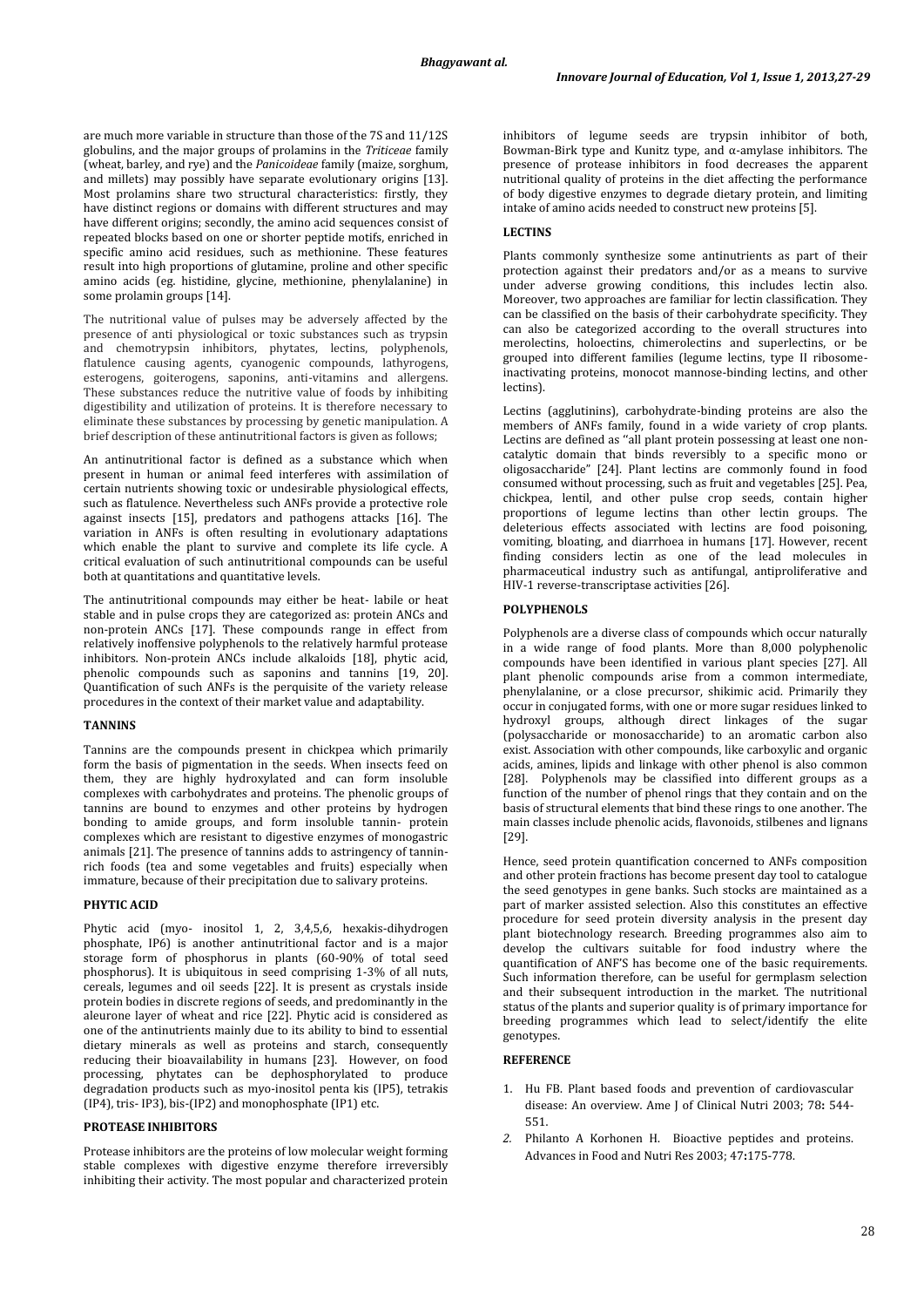are much more variable in structure than those of the 7S and 11/12S globulins, and the major groups of prolamins in the *Triticeae* family (wheat, barley, and rye) and the *Panicoideae* family (maize, sorghum, and millets) may possibly have separate evolutionary origins [13]. Most prolamins share two structural characteristics: firstly, they have distinct regions or domains with different structures and may have different origins; secondly, the amino acid sequences consist of repeated blocks based on one or shorter peptide motifs, enriched in specific amino acid residues, such as methionine. These features result into high proportions of glutamine, proline and other specific amino acids (eg. histidine, glycine, methionine, phenylalanine) in some prolamin groups [14].

The nutritional value of pulses may be adversely affected by the presence of anti physiological or toxic substances such as trypsin and chemotrypsin inhibitors, phytates, lectins, polyphenols, flatulence causing agents, cyanogenic compounds, lathyrogens, esterogens, goiterogens, saponins, anti-vitamins and allergens. These substances reduce the nutritive value of foods by inhibiting digestibility and utilization of proteins. It is therefore necessary to eliminate these substances by processing by genetic manipulation. A brief description of these antinutritional factors is given as follows;

An antinutritional factor is defined as a substance which when present in human or animal feed interferes with assimilation of certain nutrients showing toxic or undesirable physiological effects, such as flatulence. Nevertheless such ANFs provide a protective role against insects [15], predators and pathogens attacks [16]. The variation in ANFs is often resulting in evolutionary adaptations which enable the plant to survive and complete its life cycle. A critical evaluation of such antinutritional compounds can be useful both at quantitations and quantitative levels.

The antinutritional compounds may either be heat- labile or heat stable and in pulse crops they are categorized as: protein ANCs and non-protein ANCs [17]. These compounds range in effect from relatively inoffensive polyphenols to the relatively harmful protease inhibitors. Non-protein ANCs include alkaloids [18], phytic acid, phenolic compounds such as saponins and tannins [19, 20]. Quantification of such ANFs is the perquisite of the variety release procedures in the context of their market value and adaptability.

## TANNINS

Tannins are the compounds present in chickpea which primarily form the basis of pigmentation in the seeds. When insects feed on them, they are highly hydroxylated and can form insoluble complexes with carbohydrates and proteins. The phenolic groups of tannins are bound to enzymes and other proteins by hydrogen bonding to amide groups, and form insoluble tannin- protein complexes which are resistant to digestive enzymes of monogastric animals [21]. The presence of tannins adds to astringency of tannin-rich foods (tea and some vegetables and fruits) especially when immature, because of their precipitation due to salivary proteins.

## PHYTIC ACID

Phytic acid (myo- inositol 1, 2, 3,4,5,6, hexakis-dihydrogen phosphate, IP6) is another antinutritional factor and is a major storage form of phosphorus in plants (60-90% of total seed phosphorus). It is ubiquitous in seed comprising 1-3% of all nuts, cereals, legumes and oil seeds [22]. It is present as crystals inside protein bodies in discrete regions of seeds, and predominantly in the aleurone layer of wheat and rice [22]. Phytic acid is considered as one of the antinutrients mainly due to its ability to bind to essential dietary minerals as well as proteins and starch, consequently reducing their bioavailability in humans [23]. However, on food processing, phytates can be dephosphorylated to produce degradation products such as myo-inositol penta kis (IP5), tetrakis (IP4), tris- IP3), bis-(IP2) and monophosphate (IP1) etc.

## PROTEASE INHIBITORS

Protease inhibitors are the proteins of low molecular weight forming stable complexes with digestive enzyme therefore irreversibly inhibiting their activity. The most popular and characterized protein inhibitors of legume seeds are trypsin inhibitor of both, Bowman-Birk type and Kunitz type, and α-amylase inhibitors. The presence of protease inhibitors in food decreases the apparent nutritional quality of proteins in the diet affecting the performance of body digestive enzymes to degrade dietary protein, and limiting intake of amino acids needed to construct new proteins [5].

## LECTINS

Plants commonly synthesize some antinutrients as part of their protection against their predators and/or as a means to survive under adverse growing conditions, this includes lectin also. Moreover, two approaches are familiar for lectin classification. They can be classified on the basis of their carbohydrate specificity. They can also be categorized according to the overall structures into merolectins, holoectins, chimerolectins and superlectins, or be grouped into different families (legume lectins, type II ribosome-inactivating proteins, monocot mannose-binding lectins, and other lectins).

Lectins (agglutinins), carbohydrate-binding proteins are also the members of ANFs family, found in a wide variety of crop plants. Lectins are defined as ''all plant protein possessing at least one non-catalytic domain that binds reversibly to a specific mono or oligosaccharide" [24]. Plant lectins are commonly found in food consumed without processing, such as fruit and vegetables [25]. Pea, chickpea, lentil, and other pulse crop seeds, contain higher proportions of legume lectins than other lectin groups. The deleterious effects associated with lectins are food poisoning, vomiting, bloating, and diarrhoea in humans [17]. However, recent finding considers lectin as one of the lead molecules in pharmaceutical industry such as antifungal, antiproliferative and HIV-1 reverse-transcriptase activities [26].

## POLYPHENOLS

Polyphenols are a diverse class of compounds which occur naturally in a wide range of food plants. More than 8,000 polyphenolic compounds have been identified in various plant species [27]. All plant phenolic compounds arise from a common intermediate, phenylalanine, or a close precursor, shikimic acid. Primarily they occur in conjugated forms, with one or more sugar residues linked to hydroxyl groups, although direct linkages of the sugar (polysaccharide or monosaccharide) to an aromatic carbon also exist. Association with other compounds, like carboxylic and organic acids, amines, lipids and linkage with other phenol is also common [28]. Polyphenols may be classified into different groups as a function of the number of phenol rings that they contain and on the basis of structural elements that bind these rings to one another. The main classes include phenolic acids, flavonoids, stilbenes and lignans [29].

Hence, seed protein quantification concerned to ANFs composition and other protein fractions has become present day tool to catalogue the seed genotypes in gene banks. Such stocks are maintained as a part of marker assisted selection. Also this constitutes an effective procedure for seed protein diversity analysis in the present day plant biotechnology research. Breeding programmes also aim to develop the cultivars suitable for food industry where the quantification of ANF'S has become one of the basic requirements. Such information therefore, can be useful for germplasm selection and their subsequent introduction in the market. The nutritional status of the plants and superior quality is of primary importance for breeding programmes which lead to select/identify the elite genotypes.

## REFERENCE

1. Hu FB. Plant based foods and prevention of cardiovascular disease: An overview. Ame J of Clinical Nutri 2003; 78**:** 544-551.
2. Philanto A Korhonen H. Bioactive peptides and proteins. Advances in Food and Nutri Res 2003; 47**:**175-778.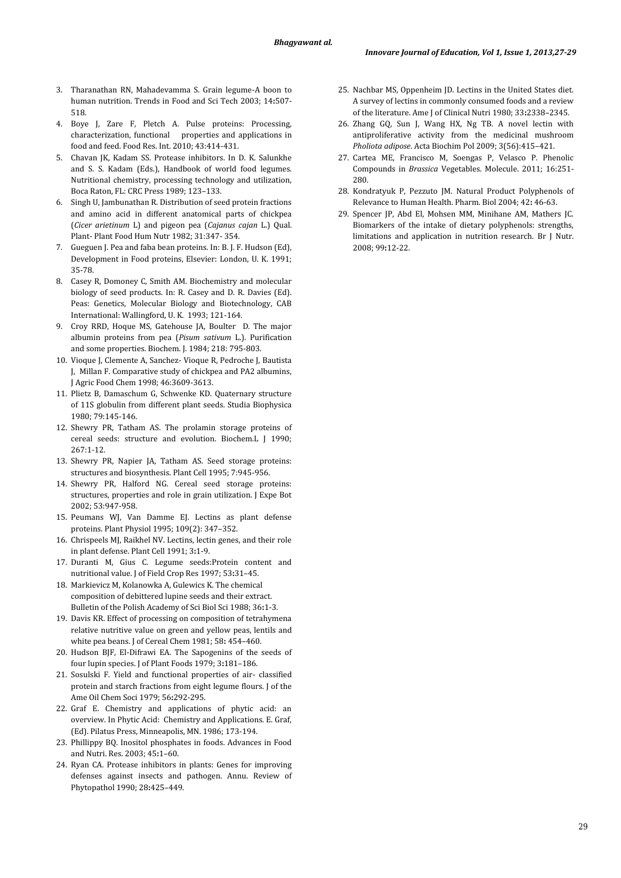3. Tharanathan RN, Mahadevamma S. Grain legume-A boon to human nutrition. Trends in Food and Sci Tech 2003; 14:507-518.
4. Boye J, Zare F, Pletch A. Pulse proteins: Processing, characterization, functional properties and applications in food and feed. Food Res. Int. 2010; 43:414-431.
5. Chavan JK, Kadam SS. Protease inhibitors. In D. K. Salunkhe and S. S. Kadam (Eds.), Handbook of world food legumes. Nutritional chemistry, processing technology and utilization, Boca Raton, FL: CRC Press 1989; 123–133.
6. Singh U, Jambunathan R. Distribution of seed protein fractions and amino acid in different anatomical parts of chickpea (*Cicer arietinum* L) and pigeon pea (*Cajanus cajan* L.) Qual. Plant- Plant Food Hum Nutr 1982; 31:347- 354.
7. Gueguen J. Pea and faba bean proteins. In: B. J. F. Hudson (Ed), Development in Food proteins, Elsevier: London, U. K. 1991; 35-78.
8. Casey R, Domoney C, Smith AM. Biochemistry and molecular biology of seed products. In: R. Casey and D. R. Davies (Ed). Peas: Genetics, Molecular Biology and Biotechnology, CAB International: Wallingford, U. K. 1993; 121-164.
9. Croy RRD, Hoque MS, Gatehouse JA, Boulter D. The major albumin proteins from pea (*Pisum sativum* L.). Purification and some properties. Biochem. J. 1984; 218: 795-803.
10. Vioque J, Clemente A, Sanchez- Vioque R, Pedroche J, Bautista J, Millan F. Comparative study of chickpea and PA2 albumins, J Agric Food Chem 1998; 46:3609-3613.
11. Plietz B, Damaschum G, Schwenke KD. Quaternary structure of 11S globulin from different plant seeds. Studia Biophysica 1980; 79:145-146.
12. Shewry PR, Tatham AS. The prolamin storage proteins of cereal seeds: structure and evolution. Biochem.L J 1990; 267:1-12.
13. Shewry PR, Napier JA, Tatham AS. Seed storage proteins: structures and biosynthesis. Plant Cell 1995; 7:945-956.
14. Shewry PR, Halford NG. Cereal seed storage proteins: structures, properties and role in grain utilization. J Expe Bot 2002; 53:947-958.
15. Peumans WJ, Van Damme EJ. Lectins as plant defense proteins. Plant Physiol 1995; 109(2): 347–352.
16. Chrispeels MJ, Raikhel NV. Lectins, lectin genes, and their role in plant defense. Plant Cell 1991; 3:1-9.
17. Duranti M, Gius C. Legume seeds:Protein content and nutritional value. J of Field Crop Res 1997; 53:31–45.
18. Markievicz M, Kolanowka A, Gulewics K. The chemical composition of debittered lupine seeds and their extract. Bulletin of the Polish Academy of Sci Biol Sci 1988; 36:1-3.
19. Davis KR. Effect of processing on composition of tetrahymena relative nutritive value on green and yellow peas, lentils and white pea beans. J of Cereal Chem 1981; 58: 454–460.
20. Hudson BJF, El-Difrawi EA. The Sapogenins of the seeds of four lupin species. J of Plant Foods 1979; 3:181–186.
21. Sosulski F. Yield and functional properties of air- classified protein and starch fractions from eight legume flours. J of the Ame Oil Chem Soci 1979; 56:292-295.
22. Graf E. Chemistry and applications of phytic acid: an overview. In Phytic Acid: Chemistry and Applications. E. Graf, (Ed). Pilatus Press, Minneapolis, MN. 1986; 173-194.
23. Phillippy BQ. Inositol phosphates in foods. Advances in Food and Nutri. Res. 2003; 45:1–60.
24. Ryan CA. Protease inhibitors in plants: Genes for improving defenses against insects and pathogen. Annu. Review of Phytopathol 1990; 28:425–449.
25. Nachbar MS, Oppenheim JD. Lectins in the United States diet. A survey of lectins in commonly consumed foods and a review of the literature. Ame J of Clinical Nutri 1980; 33:2338–2345.
26. Zhang GQ, Sun J, Wang HX, Ng TB. A novel lectin with antiproliferative activity from the medicinal mushroom *Pholiota adipose*. Acta Biochim Pol 2009; 3(56):415–421.
27. Cartea ME, Francisco M, Soengas P, Velasco P. Phenolic Compounds in *Brassica* Vegetables. Molecule. 2011; 16:251-280.
28. Kondratyuk P, Pezzuto JM. Natural Product Polyphenols of Relevance to Human Health. Pharm. Biol 2004; 42: 46-63.
29. Spencer JP, Abd El, Mohsen MM, Minihane AM, Mathers JC. Biomarkers of the intake of dietary polyphenols: strengths, limitations and application in nutrition research. Br J Nutr. 2008; 99:12-22.